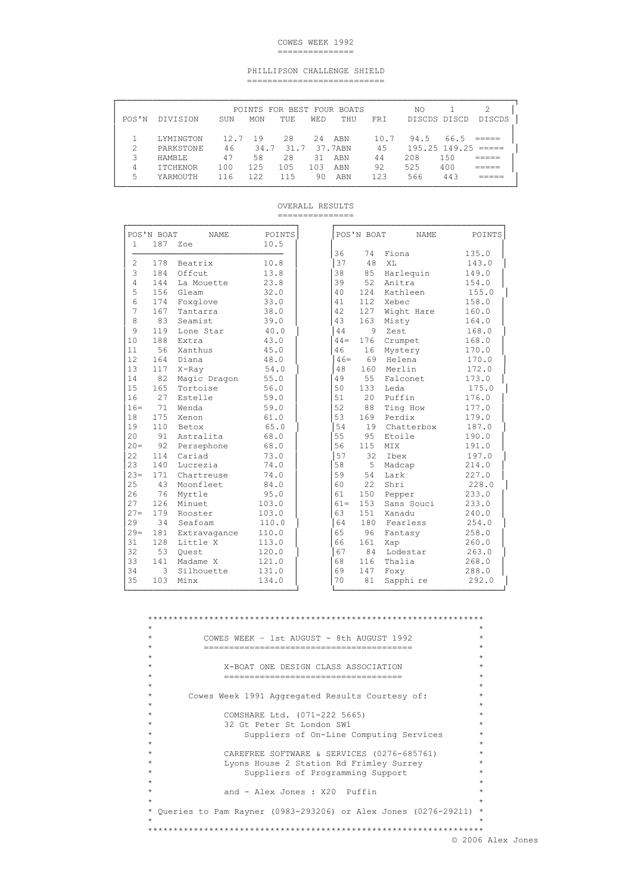# COWES WEEK 1992

## PHILLIPSON CHALLENGE SHIELD

| POS'N | DIVISION | SUN | MON | TUE | WED | THU | FRI | NO DISCDS | 1 DISCD | 2 DISCDS |
|---|---|---|---|---|---|---|---|---|---|---|
| | | POINTS FOR BEST FOUR BOATS | | | | | | | | |
| 1 | LYMINGTON | 12.7 | 19 | 28 | 24 | ABN | 10.7 | 94.5 | 66.5 | ===== |
| 2 | PARKSTONE | 46 | 34.7 | 31.7 | 37.7 | ABN | 45 | 195.25 | 149.25 | ===== |
| 3 | HAMBLE | 47 | 58 | 28 | 31 | ABN | 44 | 208 | 150 | ===== |
| 4 | ITCHENOR | 100 | 125 | 105 | 103 | ABN | 92 | 525 | 400 | ===== |
| 5 | YARMOUTH | 116 | 122 | 115 | 90 | ABN | 123 | 566 | 443 | ===== |

## OVERALL RESULTS

| POS'N | BOAT | NAME | POINTS |
|---|---|---|---|
| 1 | 187 | Zoe | 10.5 |
| 2 | 178 | Beatrix | 10.8 |
| 3 | 184 | Offcut | 13.8 |
| 4 | 144 | La Mouette | 23.8 |
| 5 | 156 | Gleam | 32.0 |
| 6 | 174 | Foxglove | 33.0 |
| 7 | 167 | Tantarra | 38.0 |
| 8 | 83 | Seamist | 39.0 |
| 9 | 119 | Lone Star | 40.0 |
| 10 | 188 | Extra | 43.0 |
| 11 | 56 | Xanthus | 45.0 |
| 12 | 164 | Diana | 48.0 |
| 13 | 117 | X-Ray | 54.0 |
| 14 | 82 | Magic Dragon | 55.0 |
| 15 | 165 | Tortoise | 56.0 |
| 16 | 27 | Estelle | 59.0 |
| 16= | 71 | Wenda | 59.0 |
| 18 | 175 | Xenon | 61.0 |
| 19 | 110 | Betox | 65.0 |
| 20 | 91 | Astralita | 68.0 |
| 20= | 92 | Persephone | 68.0 |
| 22 | 114 | Cariad | 73.0 |
| 23 | 140 | Lucrezia | 74.0 |
| 23= | 171 | Chartreuse | 74.0 |
| 25 | 43 | Moonfleet | 84.0 |
| 26 | 76 | Myrtle | 95.0 |
| 27 | 126 | Minuet | 103.0 |
| 27= | 179 | Rooster | 103.0 |
| 29 | 34 | Seafoam | 110.0 |
| 29= | 181 | Extravagance | 110.0 |
| 31 | 128 | Little X | 113.0 |
| 32 | 53 | Quest | 120.0 |
| 33 | 141 | Madame X | 121.0 |
| 34 | 3 | Silhouette | 131.0 |
| 35 | 103 | Minx | 134.0 |
| 36 | 74 | Fiona | 135.0 |
| 37 | 48 | XL | 143.0 |
| 38 | 85 | Harlequin | 149.0 |
| 39 | 52 | Anitra | 154.0 |
| 40 | 124 | Kathleen | 155.0 |
| 41 | 112 | Xebec | 158.0 |
| 42 | 127 | Wight Hare | 160.0 |
| 43 | 163 | Misty | 164.0 |
| 44 | 9 | Zest | 168.0 |
| 44= | 176 | Crumpet | 168.0 |
| 46 | 16 | Mystery | 170.0 |
| 46= | 69 | Helena | 170.0 |
| 48 | 160 | Merlin | 172.0 |
| 49 | 55 | Falconet | 173.0 |
| 50 | 133 | Leda | 175.0 |
| 51 | 20 | Puffin | 176.0 |
| 52 | 88 | Ting How | 177.0 |
| 53 | 169 | Perdix | 179.0 |
| 54 | 19 | Chatterbox | 187.0 |
| 55 | 95 | Etoile | 190.0 |
| 56 | 115 | MIX | 191.0 |
| 57 | 32 | Ibex | 197.0 |
| 58 | 5 | Madcap | 214.0 |
| 59 | 54 | Lark | 227.0 |
| 60 | 22 | Shri | 228.0 |
| 61 | 150 | Pepper | 233.0 |
| 61= | 153 | Sans Souci | 233.0 |
| 63 | 151 | Xanadu | 240.0 |
| 64 | 180 | Fearless | 254.0 |
| 65 | 96 | Fantasy | 258.0 |
| 66 | 161 | Xap | 260.0 |
| 67 | 84 | Lodestar | 263.0 |
| 68 | 116 | Thalia | 268.0 |
| 69 | 147 | Foxy | 288.0 |
| 70 | 81 | Sapphi re | 292.0 |

COWES WEEK - 1st AUGUST - 8th AUGUST 1992

X-BOAT ONE DESIGN CLASS ASSOCIATION

Cowes Week 1991 Aggregated Results Courtesy of:

COMSHARE Ltd. (071-222 5665)
32 Gt Peter St London SW1
Suppliers of On-Line Computing Services

CAREFREE SOFTWARE & SERVICES (0276-685761)
Lyons House 2 Station Rd Frimley Surrey
Suppliers of Programming Support

and - Alex Jones : X20 Puffin

Queries to Pam Rayner (0983-293206) or Alex Jones (0276-29211)

© 2006 Alex Jones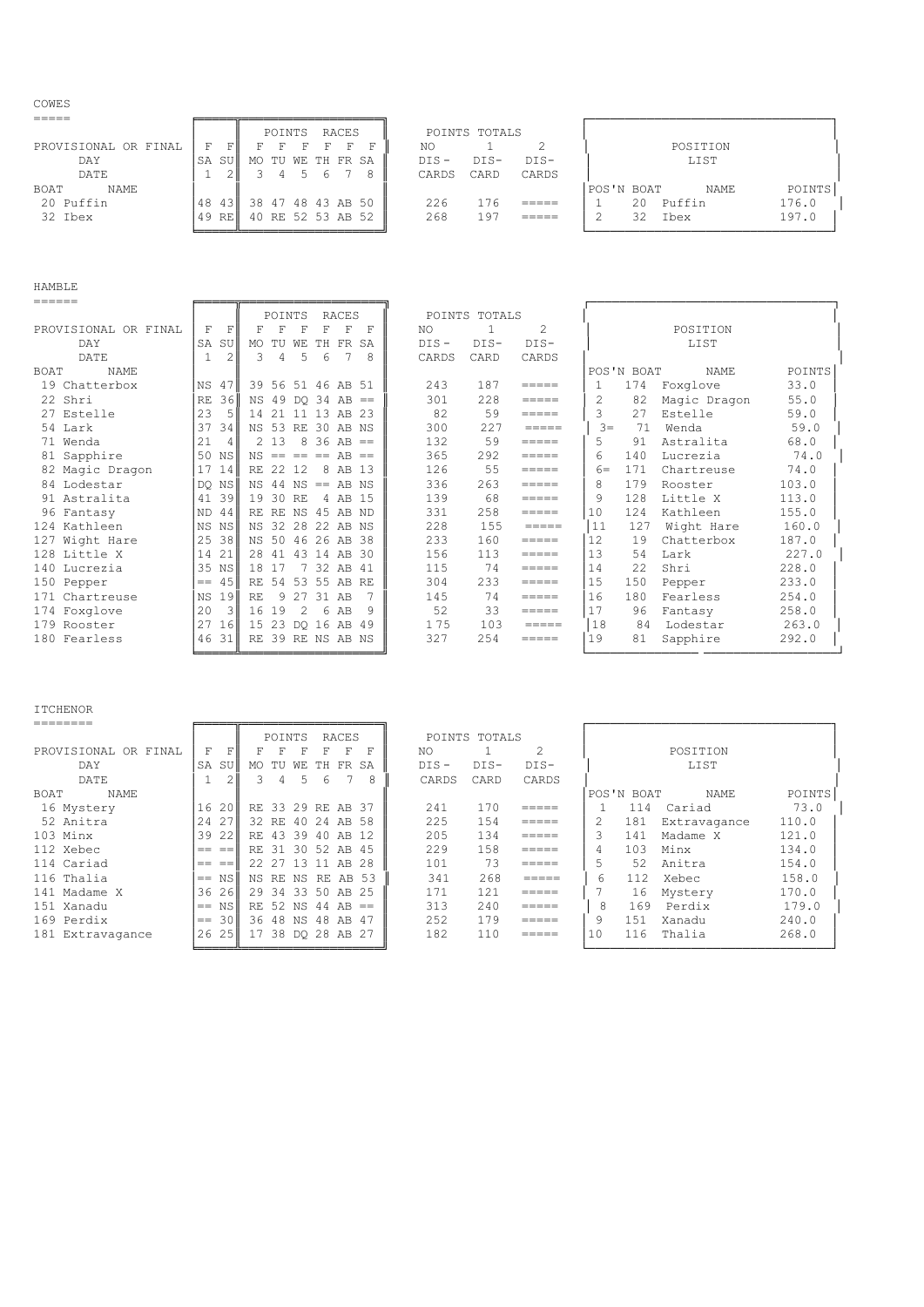## COWES

| BOAT | NAME | SA 1 | SU 2 | MO 3 | TU 4 | WE 5 | TH 6 | FR 7 | SA 8 | NO DIS-CARDS | 1 DIS-CARD | 2 DIS-CARDS |
|---|---|---|---|---|---|---|---|---|---|---|---|---|
| 20 | Puffin | 48 | 43 | 38 | 47 | 48 | 43 | AB | 50 | 226 | 176 | ===== |
| 32 | Ibex | 49 | RE | 40 | RE | 52 | 53 | AB | 52 | 268 | 197 | ===== |

PROVISIONAL OR FINAL: all races F.

POSITION LIST

| POS'N | BOAT | NAME | POINTS |
|---|---|---|---|
| 1 | 20 | Puffin | 176.0 |
| 2 | 32 | Ibex | 197.0 |

## HAMBLE

| BOAT | NAME | SA 1 | SU 2 | MO 3 | TU 4 | WE 5 | TH 6 | FR 7 | SA 8 | NO DIS-CARDS | 1 DIS-CARD | 2 DIS-CARDS |
|---|---|---|---|---|---|---|---|---|---|---|---|---|
| 19 | Chatterbox | NS | 47 | 39 | 56 | 51 | 46 | AB | 51 | 243 | 187 | ===== |
| 22 | Shri | RE | 36 | NS | 49 | DQ | 34 | AB | == | 301 | 228 | ===== |
| 27 | Estelle | 23 | 5 | 14 | 21 | 11 | 13 | AB | 23 | 82 | 59 | ===== |
| 54 | Lark | 37 | 34 | NS | 53 | RE | 30 | AB | NS | 300 | 227 | ===== |
| 71 | Wenda | 21 | 4 | 2 | 13 | 8 | 36 | AB | == | 132 | 59 | ===== |
| 81 | Sapphire | 50 | NS | NS | == | == | == | AB | == | 365 | 292 | ===== |
| 82 | Magic Dragon | 17 | 14 | RE | 22 | 12 | 8 | AB | 13 | 126 | 55 | ===== |
| 84 | Lodestar | DQ | NS | NS | 44 | NS | == | AB | NS | 336 | 263 | ===== |
| 91 | Astralita | 41 | 39 | 19 | 30 | RE | 4 | AB | 15 | 139 | 68 | ===== |
| 96 | Fantasy | ND | 44 | RE | RE | NS | 45 | AB | ND | 331 | 258 | ===== |
| 124 | Kathleen | NS | NS | NS | 32 | 28 | 22 | AB | NS | 228 | 155 | ===== |
| 127 | Wight Hare | 25 | 38 | NS | 50 | 46 | 26 | AB | 38 | 233 | 160 | ===== |
| 128 | Little X | 14 | 21 | 28 | 41 | 43 | 14 | AB | 30 | 156 | 113 | ===== |
| 140 | Lucrezia | 35 | NS | 18 | 17 | 7 | 32 | AB | 41 | 115 | 74 | ===== |
| 150 | Pepper | == | 45 | RE | 54 | 53 | 55 | AB | RE | 304 | 233 | ===== |
| 171 | Chartreuse | NS | 19 | RE | 9 | 27 | 31 | AB | 7 | 145 | 74 | ===== |
| 174 | Foxglove | 20 | 3 | 16 | 19 | 2 | 6 | AB | 9 | 52 | 33 | ===== |
| 179 | Rooster | 27 | 16 | 15 | 23 | DQ | 16 | AB | 49 | 175 | 103 | ===== |
| 180 | Fearless | 46 | 31 | RE | 39 | RE | NS | AB | NS | 327 | 254 | ===== |

PROVISIONAL OR FINAL: all races F.

POSITION LIST

| POS'N | BOAT | NAME | POINTS |
|---|---|---|---|
| 1 | 174 | Foxglove | 33.0 |
| 2 | 82 | Magic Dragon | 55.0 |
| 3 | 27 | Estelle | 59.0 |
| 3= | 71 | Wenda | 59.0 |
| 5 | 91 | Astralita | 68.0 |
| 6 | 140 | Lucrezia | 74.0 |
| 6= | 171 | Chartreuse | 74.0 |
| 8 | 179 | Rooster | 103.0 |
| 9 | 128 | Little X | 113.0 |
| 10 | 124 | Kathleen | 155.0 |
| 11 | 127 | Wight Hare | 160.0 |
| 12 | 19 | Chatterbox | 187.0 |
| 13 | 54 | Lark | 227.0 |
| 14 | 22 | Shri | 228.0 |
| 15 | 150 | Pepper | 233.0 |
| 16 | 180 | Fearless | 254.0 |
| 17 | 96 | Fantasy | 258.0 |
| 18 | 84 | Lodestar | 263.0 |
| 19 | 81 | Sapphire | 292.0 |

## ITCHENOR

| BOAT | NAME | SA 1 | SU 2 | MO 3 | TU 4 | WE 5 | TH 6 | FR 7 | SA 8 | NO DIS-CARDS | 1 DIS-CARD | 2 DIS-CARDS |
|---|---|---|---|---|---|---|---|---|---|---|---|---|
| 16 | Mystery | 16 | 20 | RE | 33 | 29 | RE | AB | 37 | 241 | 170 | ===== |
| 52 | Anitra | 24 | 27 | 32 | RE | 40 | 24 | AB | 58 | 225 | 154 | ===== |
| 103 | Minx | 39 | 22 | RE | 43 | 39 | 40 | AB | 12 | 205 | 134 | ===== |
| 112 | Xebec | == | == | RE | 31 | 30 | 52 | AB | 45 | 229 | 158 | ===== |
| 114 | Cariad | == | == | 22 | 27 | 13 | 11 | AB | 28 | 101 | 73 | ===== |
| 116 | Thalia | == | NS | NS | RE | NS | RE | AB | 53 | 341 | 268 | ===== |
| 141 | Madame X | 36 | 26 | 29 | 34 | 33 | 50 | AB | 25 | 171 | 121 | ===== |
| 151 | Xanadu | == | NS | RE | 52 | NS | 44 | AB | == | 313 | 240 | ===== |
| 169 | Perdix | == | 30 | 36 | 48 | NS | 48 | AB | 47 | 252 | 179 | ===== |
| 181 | Extravagance | 26 | 25 | 17 | 38 | DQ | 28 | AB | 27 | 182 | 110 | ===== |

PROVISIONAL OR FINAL: all races F.

POSITION LIST

| POS'N | BOAT | NAME | POINTS |
|---|---|---|---|
| 1 | 114 | Cariad | 73.0 |
| 2 | 181 | Extravagance | 110.0 |
| 3 | 141 | Madame X | 121.0 |
| 4 | 103 | Minx | 134.0 |
| 5 | 52 | Anitra | 154.0 |
| 6 | 112 | Xebec | 158.0 |
| 7 | 16 | Mystery | 170.0 |
| 8 | 169 | Perdix | 179.0 |
| 9 | 151 | Xanadu | 240.0 |
| 10 | 116 | Thalia | 268.0 |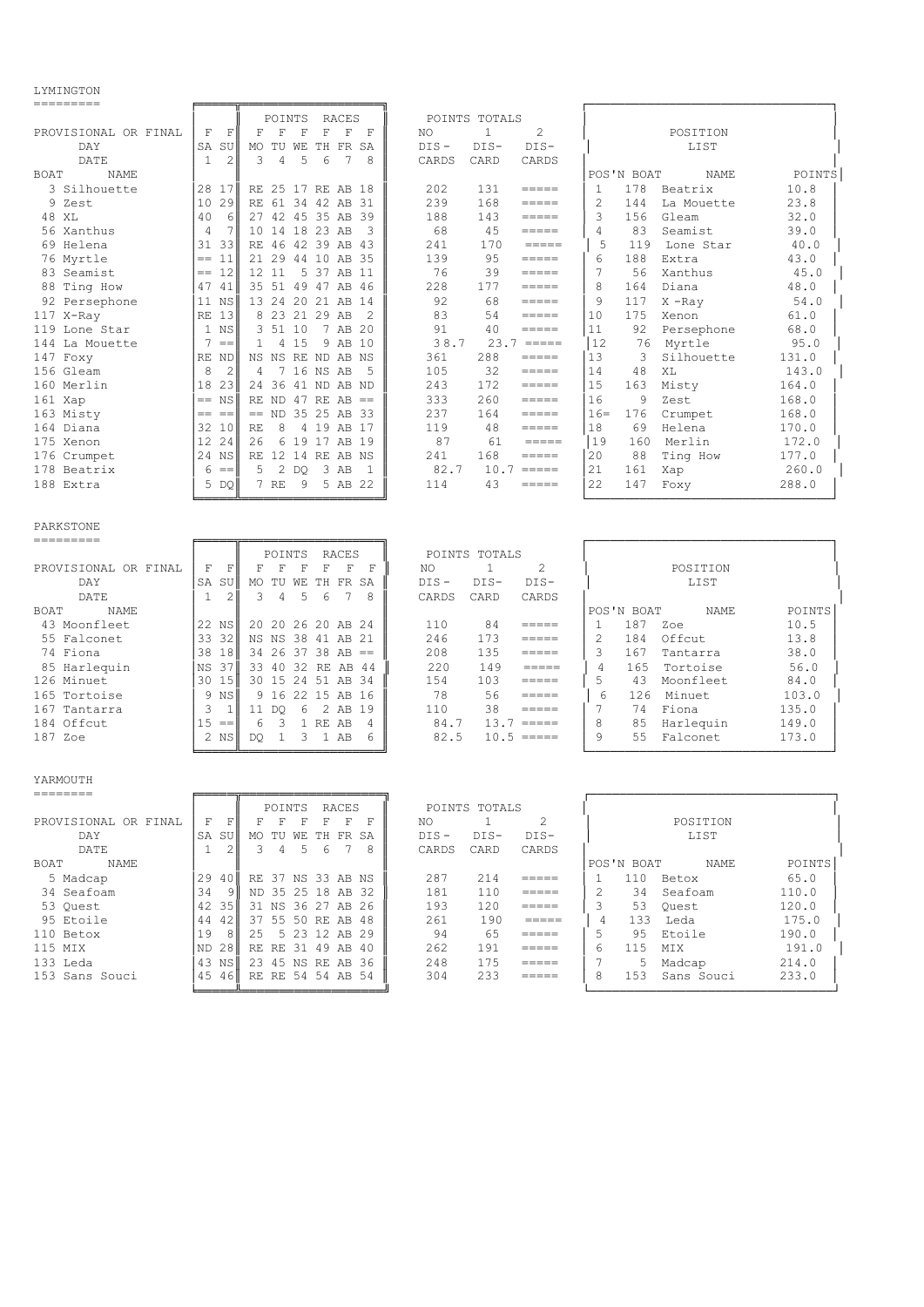## LYMINGTON

| BOAT | NAME | SA 1 F | SU 2 F | MO 3 F | TU 4 F | WE 5 F | TH 6 F | FR 7 F | SA 8 F | NO DIS-CARDS | 1 DIS-CARD | 2 DIS-CARDS |
|---|---|---|---|---|---|---|---|---|---|---|---|---|
| 3 | Silhouette | 28 | 17 | RE | 25 | 17 | RE | AB | 18 | 202 | 131 | ===== |
| 9 | Zest | 10 | 29 | RE | 61 | 34 | 42 | AB | 31 | 239 | 168 | ===== |
| 48 | XL | 40 | 6 | 27 | 42 | 45 | 35 | AB | 39 | 188 | 143 | ===== |
| 56 | Xanthus | 4 | 7 | 10 | 14 | 18 | 23 | AB | 3 | 68 | 45 | ===== |
| 69 | Helena | 31 | 33 | RE | 46 | 42 | 39 | AB | 43 | 241 | 170 | ===== |
| 76 | Myrtle | == | 11 | 21 | 29 | 44 | 10 | AB | 35 | 139 | 95 | ===== |
| 83 | Seamist | == | 12 | 12 | 11 | 5 | 37 | AB | 11 | 76 | 39 | ===== |
| 88 | Ting How | 47 | 41 | 35 | 51 | 49 | 47 | AB | 46 | 228 | 177 | ===== |
| 92 | Persephone | 11 | NS | 13 | 24 | 20 | 21 | AB | 14 | 92 | 68 | ===== |
| 117 | X-Ray | RE | 13 | 8 | 23 | 21 | 29 | AB | 2 | 83 | 54 | ===== |
| 119 | Lone Star | 1 | NS | 3 | 51 | 10 | 7 | AB | 20 | 91 | 40 | ===== |
| 144 | La Mouette | 7 | == | 1 | 4 | 15 | 9 | AB | 10 | 38.7 | 23.7 | ===== |
| 147 | Foxy | RE | ND | NS | NS | RE | ND | AB | NS | 361 | 288 | ===== |
| 156 | Gleam | 8 | 2 | 4 | 7 | 16 | NS | AB | 5 | 105 | 32 | ===== |
| 160 | Merlin | 18 | 23 | 24 | 36 | 41 | ND | AB | ND | 243 | 172 | ===== |
| 161 | Xap | == | NS | RE | ND | 47 | RE | AB | == | 333 | 260 | ===== |
| 163 | Misty | == | == | == | ND | 35 | 25 | AB | 33 | 237 | 164 | ===== |
| 164 | Diana | 32 | 10 | RE | 8 | 4 | 19 | AB | 17 | 119 | 48 | ===== |
| 175 | Xenon | 12 | 24 | 26 | 6 | 19 | 17 | AB | 19 | 87 | 61 | ===== |
| 176 | Crumpet | 24 | NS | RE | 12 | 14 | RE | AB | NS | 241 | 168 | ===== |
| 178 | Beatrix | 6 | == | 5 | 2 | DQ | 3 | AB | 1 | 82.7 | 10.7 | ===== |
| 188 | Extra | 5 | DQ | 7 | RE | 9 | 5 | AB | 22 | 114 | 43 | ===== |

**POSITION LIST**

| POS'N | BOAT | NAME | POINTS |
|---|---|---|---|
| 1 | 178 | Beatrix | 10.8 |
| 2 | 144 | La Mouette | 23.8 |
| 3 | 156 | Gleam | 32.0 |
| 4 | 83 | Seamist | 39.0 |
| 5 | 119 | Lone Star | 40.0 |
| 6 | 188 | Extra | 43.0 |
| 7 | 56 | Xanthus | 45.0 |
| 8 | 164 | Diana | 48.0 |
| 9 | 117 | X -Ray | 54.0 |
| 10 | 175 | Xenon | 61.0 |
| 11 | 92 | Persephone | 68.0 |
| 12 | 76 | Myrtle | 95.0 |
| 13 | 3 | Silhouette | 131.0 |
| 14 | 48 | XL | 143.0 |
| 15 | 163 | Misty | 164.0 |
| 16 | 9 | Zest | 168.0 |
| 16= | 176 | Crumpet | 168.0 |
| 18 | 69 | Helena | 170.0 |
| 19 | 160 | Merlin | 172.0 |
| 20 | 88 | Ting How | 177.0 |
| 21 | 161 | Xap | 260.0 |
| 22 | 147 | Foxy | 288.0 |

## PARKSTONE

| BOAT | NAME | SA 1 F | SU 2 F | MO 3 F | TU 4 F | WE 5 F | TH 6 F | FR 7 F | SA 8 F | NO DIS-CARDS | 1 DIS-CARD | 2 DIS-CARDS |
|---|---|---|---|---|---|---|---|---|---|---|---|---|
| 43 | Moonfleet | 22 | NS | 20 | 20 | 26 | 20 | AB | 24 | 110 | 84 | ===== |
| 55 | Falconet | 33 | 32 | NS | NS | 38 | 41 | AB | 21 | 246 | 173 | ===== |
| 74 | Fiona | 38 | 18 | 34 | 26 | 37 | 38 | AB | == | 208 | 135 | ===== |
| 85 | Harlequin | NS | 37 | 33 | 40 | 32 | RE | AB | 44 | 220 | 149 | ===== |
| 126 | Minuet | 30 | 15 | 30 | 15 | 24 | 51 | AB | 34 | 154 | 103 | ===== |
| 165 | Tortoise | 9 | NS | 9 | 16 | 22 | 15 | AB | 16 | 78 | 56 | ===== |
| 167 | Tantarra | 3 | 1 | 11 | DQ | 6 | 2 | AB | 19 | 110 | 38 | ===== |
| 184 | Offcut | 15 | == | 6 | 3 | 1 | RE | AB | 4 | 84.7 | 13.7 | ===== |
| 187 | Zoe | 2 | NS | DQ | 1 | 3 | 1 | AB | 6 | 82.5 | 10.5 | ===== |

**POSITION LIST**

| POS'N | BOAT | NAME | POINTS |
|---|---|---|---|
| 1 | 187 | Zoe | 10.5 |
| 2 | 184 | Offcut | 13.8 |
| 3 | 167 | Tantarra | 38.0 |
| 4 | 165 | Tortoise | 56.0 |
| 5 | 43 | Moonfleet | 84.0 |
| 6 | 126 | Minuet | 103.0 |
| 7 | 74 | Fiona | 135.0 |
| 8 | 85 | Harlequin | 149.0 |
| 9 | 55 | Falconet | 173.0 |

## YARMOUTH

| BOAT | NAME | SA 1 F | SU 2 F | MO 3 F | TU 4 F | WE 5 F | TH 6 F | FR 7 F | SA 8 F | NO DIS-CARDS | 1 DIS-CARD | 2 DIS-CARDS |
|---|---|---|---|---|---|---|---|---|---|---|---|---|
| 5 | Madcap | 29 | 40 | RE | 37 | NS | 33 | AB | NS | 287 | 214 | ===== |
| 34 | Seafoam | 34 | 9 | ND | 35 | 25 | 18 | AB | 32 | 181 | 110 | ===== |
| 53 | Quest | 42 | 35 | 31 | NS | 36 | 27 | AB | 26 | 193 | 120 | ===== |
| 95 | Etoile | 44 | 42 | 37 | 55 | 50 | RE | AB | 48 | 261 | 190 | ===== |
| 110 | Betox | 19 | 8 | 25 | 5 | 23 | 12 | AB | 29 | 94 | 65 | ===== |
| 115 | MIX | ND | 28 | RE | RE | 31 | 49 | AB | 40 | 262 | 191 | ===== |
| 133 | Leda | 43 | NS | 23 | 45 | NS | RE | AB | 36 | 248 | 175 | ===== |
| 153 | Sans Souci | 45 | 46 | RE | RE | 54 | 54 | AB | 54 | 304 | 233 | ===== |

**POSITION LIST**

| POS'N | BOAT | NAME | POINTS |
|---|---|---|---|
| 1 | 110 | Betox | 65.0 |
| 2 | 34 | Seafoam | 110.0 |
| 3 | 53 | Quest | 120.0 |
| 4 | 133 | Leda | 175.0 |
| 5 | 95 | Etoile | 190.0 |
| 6 | 115 | MIX | 191.0 |
| 7 | 5 | Madcap | 214.0 |
| 8 | 153 | Sans Souci | 233.0 |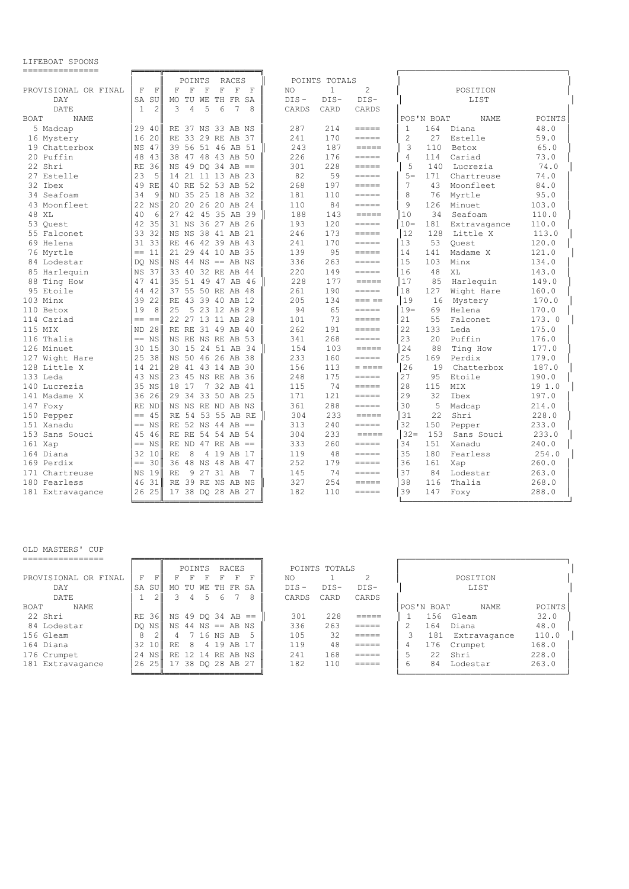## LIFEBOAT SPOONS

| PROVISIONAL OR FINAL | F | F | F | F | F | F | F | F | NO | 1 | 2 |
|---|---|---|---|---|---|---|---|---|---|---|---|
| DAY | SA | SU | MO | TU | WE | TH | FR | SA | DIS- | DIS- | DIS- |
| DATE | 1 | 2 | 3 | 4 | 5 | 6 | 7 | 8 | CARDS | CARD | CARDS |
| **BOAT NAME** | | | **POINTS** | | **RACES** | | | | **POINTS TOTALS** | | |
| 5 Madcap | 29 | 40 | RE | 37 | NS | 33 | AB | NS | 287 | 214 | ===== |
| 16 Mystery | 16 | 20 | RE | 33 | 29 | RE | AB | 37 | 241 | 170 | ===== |
| 19 Chatterbox | NS | 47 | 39 | 56 | 51 | 46 | AB | 51 | 243 | 187 | ===== |
| 20 Puffin | 48 | 43 | 38 | 47 | 48 | 43 | AB | 50 | 226 | 176 | ===== |
| 22 Shri | RE | 36 | NS | 49 | DQ | 34 | AB | == | 301 | 228 | ===== |
| 27 Estelle | 23 | 5 | 14 | 21 | 11 | 13 | AB | 23 | 82 | 59 | ===== |
| 32 Ibex | 49 | RE | 40 | RE | 52 | 53 | AB | 52 | 268 | 197 | ===== |
| 34 Seafoam | 34 | 9 | ND | 35 | 25 | 18 | AB | 32 | 181 | 110 | ===== |
| 43 Moonfleet | 22 | NS | 20 | 20 | 26 | 20 | AB | 24 | 110 | 84 | ===== |
| 48 XL | 40 | 6 | 27 | 42 | 45 | 35 | AB | 39 | 188 | 143 | ===== |
| 53 Quest | 42 | 35 | 31 | NS | 36 | 27 | AB | 26 | 193 | 120 | ===== |
| 55 Falconet | 33 | 32 | NS | NS | 38 | 41 | AB | 21 | 246 | 173 | ===== |
| 69 Helena | 31 | 33 | RE | 46 | 42 | 39 | AB | 43 | 241 | 170 | ===== |
| 76 Myrtle | == | 11 | 21 | 29 | 44 | 10 | AB | 35 | 139 | 95 | ===== |
| 84 Lodestar | DQ | NS | NS | 44 | NS | == | AB | NS | 336 | 263 | ===== |
| 85 Harlequin | NS | 37 | 33 | 40 | 32 | RE | AB | 44 | 220 | 149 | ===== |
| 88 Ting How | 47 | 41 | 35 | 51 | 49 | 47 | AB | 46 | 228 | 177 | ===== |
| 95 Etoile | 44 | 42 | 37 | 55 | 50 | RE | AB | 48 | 261 | 190 | ===== |
| 103 Minx | 39 | 22 | RE | 43 | 39 | 40 | AB | 12 | 205 | 134 | === == |
| 110 Betox | 19 | 8 | 25 | 5 | 23 | 12 | AB | 29 | 94 | 65 | ===== |
| 114 Cariad | == | == | 22 | 27 | 13 | 11 | AB | 28 | 101 | 73 | ===== |
| 115 MIX | ND | 28 | RE | RE | 31 | 49 | AB | 40 | 262 | 191 | ===== |
| 116 Thalia | == | NS | NS | RE | NS | RE | AB | 53 | 341 | 268 | ===== |
| 126 Minuet | 30 | 15 | 30 | 15 | 24 | 51 | AB | 34 | 154 | 103 | ===== |
| 127 Wight Hare | 25 | 38 | NS | 50 | 46 | 26 | AB | 38 | 233 | 160 | ===== |
| 128 Little X | 14 | 21 | 28 | 41 | 43 | 14 | AB | 30 | 156 | 113 | = ==== |
| 133 Leda | 43 | NS | 23 | 45 | NS | RE | AB | 36 | 248 | 175 | ===== |
| 140 Lucrezia | 35 | NS | 18 | 17 | 7 | 32 | AB | 41 | 115 | 74 | ===== |
| 141 Madame X | 36 | 26 | 29 | 34 | 33 | 50 | AB | 25 | 171 | 121 | ===== |
| 147 Foxy | RE | ND | NS | NS | RE | ND | AB | NS | 361 | 288 | ===== |
| 150 Pepper | == | 45 | RE | 54 | 53 | 55 | AB | RE | 304 | 233 | ===== |
| 151 Xanadu | == | NS | RE | 52 | NS | 44 | AB | == | 313 | 240 | ===== |
| 153 Sans Souci | 45 | 46 | RE | RE | 54 | 54 | AB | 54 | 304 | 233 | ===== |
| 161 Xap | == | NS | RE | ND | 47 | RE | AB | == | 333 | 260 | ===== |
| 164 Diana | 32 | 10 | RE | 8 | 4 | 19 | AB | 17 | 119 | 48 | ===== |
| 169 Perdix | == | 30 | 36 | 48 | NS | 48 | AB | 47 | 252 | 179 | ===== |
| 171 Chartreuse | NS | 19 | RE | 9 | 27 | 31 | AB | 7 | 145 | 74 | ===== |
| 180 Fearless | 46 | 31 | RE | 39 | RE | NS | AB | NS | 327 | 254 | ===== |
| 181 Extravagance | 26 | 25 | 17 | 38 | DQ | 28 | AB | 27 | 182 | 110 | ===== |

**POSITION LIST**

| POS'N | BOAT | NAME | POINTS |
|---|---|---|---|
| 1 | 164 | Diana | 48.0 |
| 2 | 27 | Estelle | 59.0 |
| 3 | 110 | Betox | 65.0 |
| 4 | 114 | Cariad | 73.0 |
| 5 | 140 | Lucrezia | 74.0 |
| 5= | 171 | Chartreuse | 74.0 |
| 7 | 43 | Moonfleet | 84.0 |
| 8 | 76 | Myrtle | 95.0 |
| 9 | 126 | Minuet | 103.0 |
| 10 | 34 | Seafoam | 110.0 |
| 10= | 181 | Extravagance | 110.0 |
| 12 | 128 | Little X | 113.0 |
| 13 | 53 | Quest | 120.0 |
| 14 | 141 | Madame X | 121.0 |
| 15 | 103 | Minx | 134.0 |
| 16 | 48 | XL | 143.0 |
| 17 | 85 | Harlequin | 149.0 |
| 18 | 127 | Wight Hare | 160.0 |
| 19 | 16 | Mystery | 170.0 |
| 19= | 69 | Helena | 170.0 |
| 21 | 55 | Falconet | 173. 0 |
| 22 | 133 | Leda | 175.0 |
| 23 | 20 | Puffin | 176.0 |
| 24 | 88 | Ting How | 177.0 |
| 25 | 169 | Perdix | 179.0 |
| 26 | 19 | Chatterbox | 187.0 |
| 27 | 95 | Etoile | 190.0 |
| 28 | 115 | MIX | 19 1.0 |
| 29 | 32 | Ibex | 197.0 |
| 30 | 5 | Madcap | 214.0 |
| 31 | 22 | Shri | 228.0 |
| 32 | 150 | Pepper | 233.0 |
| 32= | 153 | Sans Souci | 233.0 |
| 34 | 151 | Xanadu | 240.0 |
| 35 | 180 | Fearless | 254.0 |
| 36 | 161 | Xap | 260.0 |
| 37 | 84 | Lodestar | 263.0 |
| 38 | 116 | Thalia | 268.0 |
| 39 | 147 | Foxy | 288.0 |

## OLD MASTERS' CUP

| PROVISIONAL OR FINAL | F | F | F | F | F | F | F | F | NO | 1 | 2 |
|---|---|---|---|---|---|---|---|---|---|---|---|
| DAY | SA | SU | MO | TU | WE | TH | FR | SA | DIS- | DIS- | DIS- |
| DATE | 1 | 2 | 3 | 4 | 5 | 6 | 7 | 8 | CARDS | CARD | CARDS |
| **BOAT NAME** | | | **POINTS** | | **RACES** | | | | **POINTS TOTALS** | | |
| 22 Shri | RE | 36 | NS | 49 | DQ | 34 | AB | == | 301 | 228 | ===== |
| 84 Lodestar | DQ | NS | NS | 44 | NS | == | AB | NS | 336 | 263 | ===== |
| 156 Gleam | 8 | 2 | 4 | 7 | 16 | NS | AB | 5 | 105 | 32 | ===== |
| 164 Diana | 32 | 10 | RE | 8 | 4 | 19 | AB | 17 | 119 | 48 | ===== |
| 176 Crumpet | 24 | NS | RE | 12 | 14 | RE | AB | NS | 241 | 168 | ===== |
| 181 Extravagance | 26 | 25 | 17 | 38 | DQ | 28 | AB | 27 | 182 | 110 | ===== |

**POSITION LIST**

| POS'N | BOAT | NAME | POINTS |
|---|---|---|---|
| 1 | 156 | Gleam | 32.0 |
| 2 | 164 | Diana | 48.0 |
| 3 | 181 | Extravagance | 110.0 |
| 4 | 176 | Crumpet | 168.0 |
| 5 | 22 | Shri | 228.0 |
| 6 | 84 | Lodestar | 263.0 |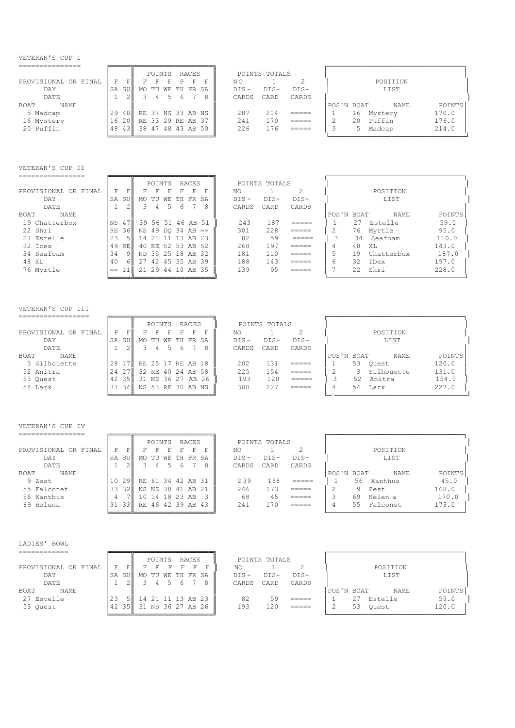VETERAN'S CUP I

| BOAT | NAME | F SA 1 | F SU 2 | F MO 3 | F TU 4 | F WE 5 | F TH 6 | F FR 7 | F SA 8 | NO DIS-CARDS | 1 DIS-CARD | 2 DIS-CARDS |
|---|---|---|---|---|---|---|---|---|---|---|---|---|
| 5 | Madcap | 29 | 40 | RE | 37 | NS | 33 | AB | NS | 287 | 214 | ===== |
| 16 | Mystery | 16 | 20 | RE | 33 | 29 | RE | AB | 37 | 241 | 170 | ===== |
| 20 | Puffin | 48 | 43 | 38 | 47 | 48 | 43 | AB | 50 | 226 | 176 | ===== |

PROVISIONAL OR FINAL / DAY / DATE — POINTS RACES — POINTS TOTALS

POSITION LIST

| POS'N | BOAT | NAME | POINTS |
|---|---|---|---|
| 1 | 16 | Mystery | 170.0 |
| 2 | 20 | Puffin | 176.0 |
| 3 | 5 | Madcap | 214.0 |

VETERAN'S CUP II

| BOAT | NAME | F SA 1 | F SU 2 | F MO 3 | F TU 4 | F WE 5 | F TH 6 | F FR 7 | F SA 8 | NO DIS-CARDS | 1 DIS-CARD | 2 DIS-CARDS |
|---|---|---|---|---|---|---|---|---|---|---|---|---|
| 19 | Chatterbox | NS | 47 | 39 | 56 | 51 | 46 | AB | 51 | 243 | 187 | ===== |
| 22 | Shri | RE | 36 | NS | 49 | DQ | 34 | AB | == | 301 | 228 | ===== |
| 27 | Estelle | 23 | 5 | 14 | 21 | 11 | 13 | AB | 23 | 82 | 59 | ===== |
| 32 | Ibex | 49 | RE | 40 | RE | 52 | 53 | AB | 52 | 268 | 197 | ===== |
| 34 | Seafoam | 34 | 9 | ND | 35 | 25 | 18 | AB | 32 | 181 | 110 | ===== |
| 48 | XL | 40 | 6 | 27 | 42 | 45 | 35 | AB | 39 | 188 | 143 | ===== |
| 76 | Myrtle | == | 11 | 21 | 29 | 44 | 10 | AB | 35 | 139 | 95 | ===== |

POSITION LIST

| POS'N | BOAT | NAME | POINTS |
|---|---|---|---|
| 1 | 27 | Estelle | 59.0 |
| 2 | 76 | Myrtle | 95.0 |
| 3 | 34 | Seafoam | 110.0 |
| 4 | 48 | XL | 143.0 |
| 5 | 19 | Chatterbox | 187.0 |
| 6 | 32 | Ibex | 197.0 |
| 7 | 22 | Shri | 228.0 |

VETERAN'S CUP III

| BOAT | NAME | F SA 1 | F SU 2 | F MO 3 | F TU 4 | F WE 5 | F TH 6 | F FR 7 | F SA 8 | NO DIS-CARDS | 1 DIS-CARD | 2 DIS-CARDS |
|---|---|---|---|---|---|---|---|---|---|---|---|---|
| 3 | Silhouette | 28 | 17 | RE | 25 | 17 | RE | AB | 18 | 202 | 131 | ===== |
| 52 | Anitra | 24 | 27 | 32 | RE | 40 | 24 | AB | 58 | 225 | 154 | ===== |
| 53 | Quest | 42 | 35 | 31 | NS | 36 | 27 | AB | 26 | 193 | 120 | ===== |
| 54 | Lark | 37 | 34 | NS | 53 | RE | 30 | AB | NS | 300 | 227 | ===== |

POSITION LIST

| POS'N | BOAT | NAME | POINTS |
|---|---|---|---|
| 1 | 53 | Quest | 120.0 |
| 2 | 3 | Silhouette | 131.0 |
| 3 | 52 | Anitra | 154.0 |
| 4 | 54 | Lark | 227.0 |

VETERAN'S CUP IV

| BOAT | NAME | F SA 1 | F SU 2 | F MO 3 | F TU 4 | F WE 5 | F TH 6 | F FR 7 | F SA 8 | NO DIS-CARDS | 1 DIS-CARD | 2 DIS-CARDS |
|---|---|---|---|---|---|---|---|---|---|---|---|---|
| 9 | Zest | 10 | 29 | RE | 61 | 34 | 42 | AB | 31 | 239 | 168 | ===== |
| 55 | Falconet | 33 | 32 | NS | NS | 38 | 41 | AB | 21 | 246 | 173 | ===== |
| 56 | Xanthus | 4 | 7 | 10 | 14 | 18 | 23 | AB | 3 | 68 | 45 | ===== |
| 69 | Helena | 31 | 33 | RE | 46 | 42 | 39 | AB | 43 | 241 | 170 | ===== |

POSITION LIST

| POS'N | BOAT | NAME | POINTS |
|---|---|---|---|
| 1 | 56 | Xanthus | 45.0 |
| 2 | 9 | Zest | 168.0 |
| 3 | 69 | Helen a | 170.0 |
| 4 | 55 | Falconet | 173.0 |

LADIES' BOWL

| BOAT | NAME | F SA 1 | F SU 2 | F MO 3 | F TU 4 | F WE 5 | F TH 6 | F FR 7 | F SA 8 | NO DIS-CARDS | 1 DIS-CARD | 2 DIS-CARDS |
|---|---|---|---|---|---|---|---|---|---|---|---|---|
| 27 | Estelle | 23 | 5 | 14 | 21 | 11 | 13 | AB | 23 | 82 | 59 | ===== |
| 53 | Quest | 42 | 35 | 31 | NS | 36 | 27 | AB | 26 | 193 | 120 | ===== |

POSITION LIST

| POS'N | BOAT | NAME | POINTS |
|---|---|---|---|
| 1 | 27 | Estelle | 59.0 |
| 2 | 53 | Quest | 120.0 |